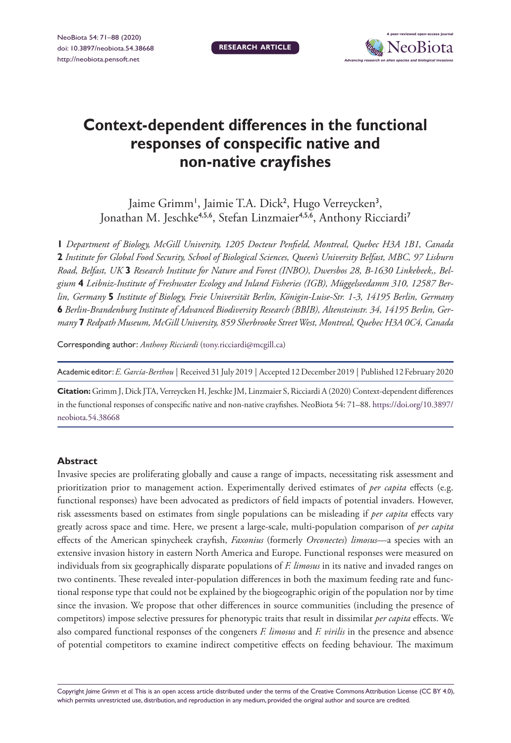RESEARCH ARTICLE

# Context-dependent differences in the functional responses of conspecific native and non-native crayfishes

Jaime Grimm[1], Jaimie T.A. Dick[2], Hugo Verreycken[3], Jonathan M. Jeschke[4,5,6], Stefan Linzmaier[4,5,6], Anthony Ricciardi[7]

**1** *Department of Biology, McGill University, 1205 Docteur Penfield, Montreal, Quebec H3A 1B1, Canada* **2** *Institute for Global Food Security, School of Biological Sciences, Queen's University Belfast, MBC, 97 Lisburn Road, Belfast, UK* **3** *Research Institute for Nature and Forest (INBO), Dwersbos 28, B-1630 Linkebeek,, Belgium* **4** *Leibniz-Institute of Freshwater Ecology and Inland Fisheries (IGB), Müggelseedamm 310, 12587 Berlin, Germany* **5** *Institute of Biology, Freie Universität Berlin, Königin-Luise-Str. 1-3, 14195 Berlin, Germany* **6** *Berlin-Brandenburg Institute of Advanced Biodiversity Research (BBIB), Altensteinstr. 34, 14195 Berlin, Germany* **7** *Redpath Museum, McGill University, 859 Sherbrooke Street West, Montreal, Quebec H3A 0C4, Canada*

Corresponding author: *Anthony Ricciardi* (tony.ricciardi@mcgill.ca)

Academic editor: *E. García-Berthou* | Received 31 July 2019 | Accepted 12 December 2019 | Published 12 February 2020

**Citation:** Grimm J, Dick JTA, Verreycken H, Jeschke JM, Linzmaier S, Ricciardi A (2020) Context-dependent differences in the functional responses of conspecific native and non-native crayfishes. NeoBiota 54: 71–88. https://doi.org/10.3897/neobiota.54.38668

## Abstract

Invasive species are proliferating globally and cause a range of impacts, necessitating risk assessment and prioritization prior to management action. Experimentally derived estimates of *per capita* effects (e.g. functional responses) have been advocated as predictors of field impacts of potential invaders. However, risk assessments based on estimates from single populations can be misleading if *per capita* effects vary greatly across space and time. Here, we present a large-scale, multi-population comparison of *per capita* effects of the American spinycheek crayfish, *Faxonius* (formerly *Orconectes*) *limosus*—a species with an extensive invasion history in eastern North America and Europe. Functional responses were measured on individuals from six geographically disparate populations of *F. limosus* in its native and invaded ranges on two continents. These revealed inter-population differences in both the maximum feeding rate and functional response type that could not be explained by the biogeographic origin of the population nor by time since the invasion. We propose that other differences in source communities (including the presence of competitors) impose selective pressures for phenotypic traits that result in dissimilar *per capita* effects. We also compared functional responses of the congeners *F. limosus* and *F. virilis* in the presence and absence of potential competitors to examine indirect competitive effects on feeding behaviour. The maximum

Copyright *Jaime Grimm et al.* This is an open access article distributed under the terms of the Creative Commons Attribution License (CC BY 4.0), which permits unrestricted use, distribution, and reproduction in any medium, provided the original author and source are credited.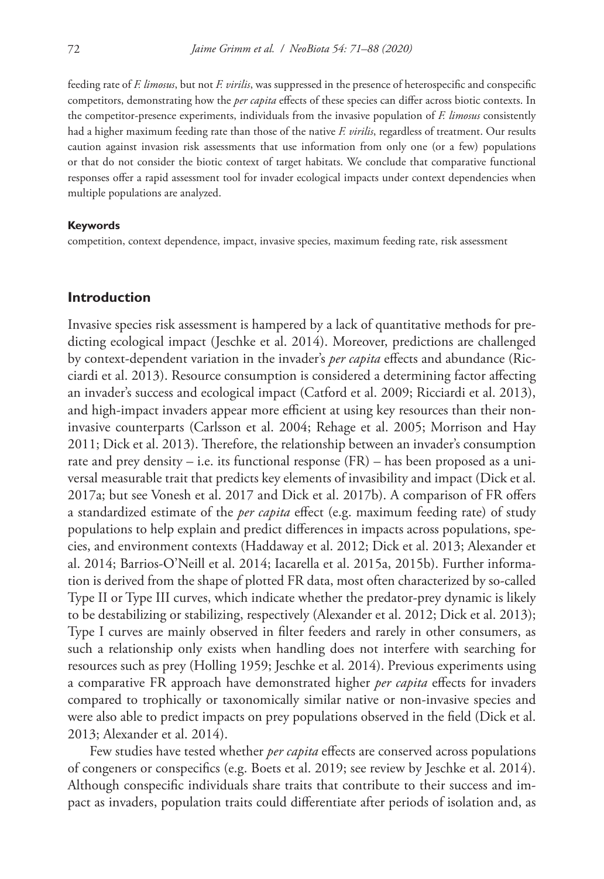feeding rate of *F. limosus*, but not *F. virilis*, was suppressed in the presence of heterospecific and conspecific competitors, demonstrating how the *per capita* effects of these species can differ across biotic contexts. In the competitor-presence experiments, individuals from the invasive population of *F. limosus* consistently had a higher maximum feeding rate than those of the native *F. virilis*, regardless of treatment. Our results caution against invasion risk assessments that use information from only one (or a few) populations or that do not consider the biotic context of target habitats. We conclude that comparative functional responses offer a rapid assessment tool for invader ecological impacts under context dependencies when multiple populations are analyzed.

#### Keywords

competition, context dependence, impact, invasive species, maximum feeding rate, risk assessment

## Introduction

Invasive species risk assessment is hampered by a lack of quantitative methods for predicting ecological impact (Jeschke et al. 2014). Moreover, predictions are challenged by context-dependent variation in the invader's *per capita* effects and abundance (Ricciardi et al. 2013). Resource consumption is considered a determining factor affecting an invader's success and ecological impact (Catford et al. 2009; Ricciardi et al. 2013), and high-impact invaders appear more efficient at using key resources than their non-invasive counterparts (Carlsson et al. 2004; Rehage et al. 2005; Morrison and Hay 2011; Dick et al. 2013). Therefore, the relationship between an invader's consumption rate and prey density – i.e. its functional response (FR) – has been proposed as a universal measurable trait that predicts key elements of invasibility and impact (Dick et al. 2017a; but see Vonesh et al. 2017 and Dick et al. 2017b). A comparison of FR offers a standardized estimate of the *per capita* effect (e.g. maximum feeding rate) of study populations to help explain and predict differences in impacts across populations, species, and environment contexts (Haddaway et al. 2012; Dick et al. 2013; Alexander et al. 2014; Barrios-O'Neill et al. 2014; Iacarella et al. 2015a, 2015b). Further information is derived from the shape of plotted FR data, most often characterized by so-called Type II or Type III curves, which indicate whether the predator-prey dynamic is likely to be destabilizing or stabilizing, respectively (Alexander et al. 2012; Dick et al. 2013); Type I curves are mainly observed in filter feeders and rarely in other consumers, as such a relationship only exists when handling does not interfere with searching for resources such as prey (Holling 1959; Jeschke et al. 2014). Previous experiments using a comparative FR approach have demonstrated higher *per capita* effects for invaders compared to trophically or taxonomically similar native or non-invasive species and were also able to predict impacts on prey populations observed in the field (Dick et al. 2013; Alexander et al. 2014).

Few studies have tested whether *per capita* effects are conserved across populations of congeners or conspecifics (e.g. Boets et al. 2019; see review by Jeschke et al. 2014). Although conspecific individuals share traits that contribute to their success and impact as invaders, population traits could differentiate after periods of isolation and, as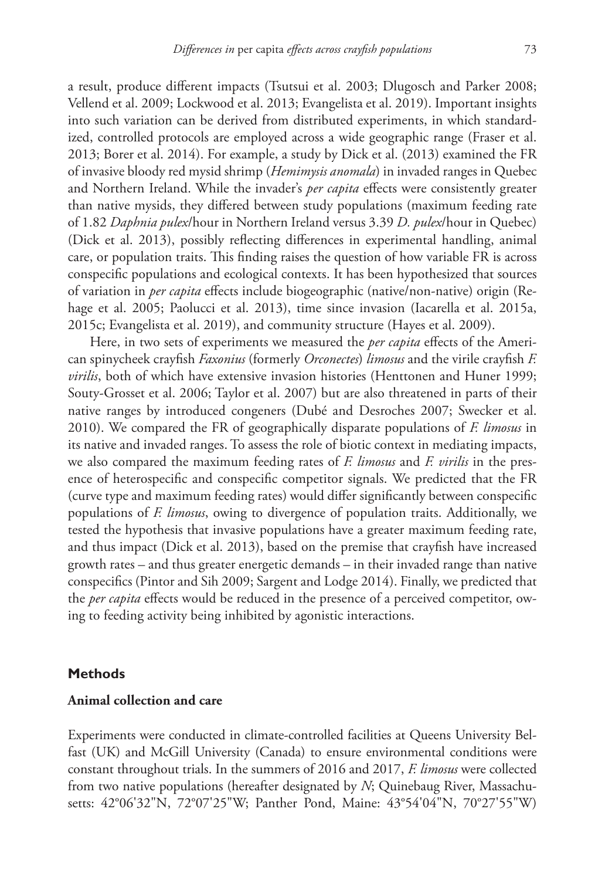a result, produce different impacts (Tsutsui et al. 2003; Dlugosch and Parker 2008; Vellend et al. 2009; Lockwood et al. 2013; Evangelista et al. 2019). Important insights into such variation can be derived from distributed experiments, in which standardized, controlled protocols are employed across a wide geographic range (Fraser et al. 2013; Borer et al. 2014). For example, a study by Dick et al. (2013) examined the FR of invasive bloody red mysid shrimp (*Hemimysis anomala*) in invaded ranges in Quebec and Northern Ireland. While the invader's *per capita* effects were consistently greater than native mysids, they differed between study populations (maximum feeding rate of 1.82 *Daphnia pulex*/hour in Northern Ireland versus 3.39 *D. pulex*/hour in Quebec) (Dick et al. 2013), possibly reflecting differences in experimental handling, animal care, or population traits. This finding raises the question of how variable FR is across conspecific populations and ecological contexts. It has been hypothesized that sources of variation in *per capita* effects include biogeographic (native/non-native) origin (Rehage et al. 2005; Paolucci et al. 2013), time since invasion (Iacarella et al. 2015a, 2015c; Evangelista et al. 2019), and community structure (Hayes et al. 2009).

Here, in two sets of experiments we measured the *per capita* effects of the American spinycheek crayfish *Faxonius* (formerly *Orconectes*) *limosus* and the virile crayfish *F. virilis*, both of which have extensive invasion histories (Henttonen and Huner 1999; Souty-Grosset et al. 2006; Taylor et al. 2007) but are also threatened in parts of their native ranges by introduced congeners (Dubé and Desroches 2007; Swecker et al. 2010). We compared the FR of geographically disparate populations of *F. limosus* in its native and invaded ranges. To assess the role of biotic context in mediating impacts, we also compared the maximum feeding rates of *F. limosus* and *F. virilis* in the presence of heterospecific and conspecific competitor signals. We predicted that the FR (curve type and maximum feeding rates) would differ significantly between conspecific populations of *F. limosus*, owing to divergence of population traits. Additionally, we tested the hypothesis that invasive populations have a greater maximum feeding rate, and thus impact (Dick et al. 2013), based on the premise that crayfish have increased growth rates – and thus greater energetic demands – in their invaded range than native conspecifics (Pintor and Sih 2009; Sargent and Lodge 2014). Finally, we predicted that the *per capita* effects would be reduced in the presence of a perceived competitor, owing to feeding activity being inhibited by agonistic interactions.

## Methods

### Animal collection and care

Experiments were conducted in climate-controlled facilities at Queens University Belfast (UK) and McGill University (Canada) to ensure environmental conditions were constant throughout trials. In the summers of 2016 and 2017, *F. limosus* were collected from two native populations (hereafter designated by *N*; Quinebaug River, Massachusetts: 42°06'32"N, 72°07'25"W; Panther Pond, Maine: 43°54'04"N, 70°27'55"W)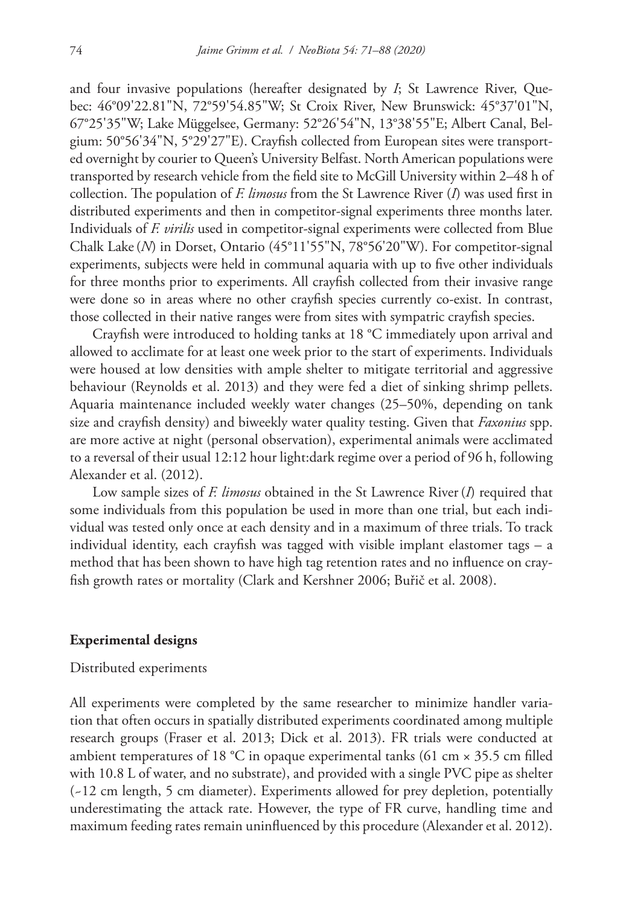and four invasive populations (hereafter designated by *I*; St Lawrence River, Quebec: 46°09'22.81"N, 72°59'54.85"W; St Croix River, New Brunswick: 45°37'01"N, 67°25'35"W; Lake Müggelsee, Germany: 52°26'54"N, 13°38'55"E; Albert Canal, Belgium: 50°56'34"N, 5°29'27"E). Crayfish collected from European sites were transported overnight by courier to Queen's University Belfast. North American populations were transported by research vehicle from the field site to McGill University within 2–48 h of collection. The population of *F. limosus* from the St Lawrence River (*I*) was used first in distributed experiments and then in competitor-signal experiments three months later. Individuals of *F. virilis* used in competitor-signal experiments were collected from Blue Chalk Lake (*N*) in Dorset, Ontario (45°11'55"N, 78°56'20"W). For competitor-signal experiments, subjects were held in communal aquaria with up to five other individuals for three months prior to experiments. All crayfish collected from their invasive range were done so in areas where no other crayfish species currently co-exist. In contrast, those collected in their native ranges were from sites with sympatric crayfish species.

Crayfish were introduced to holding tanks at 18 °C immediately upon arrival and allowed to acclimate for at least one week prior to the start of experiments. Individuals were housed at low densities with ample shelter to mitigate territorial and aggressive behaviour (Reynolds et al. 2013) and they were fed a diet of sinking shrimp pellets. Aquaria maintenance included weekly water changes (25–50%, depending on tank size and crayfish density) and biweekly water quality testing. Given that *Faxonius* spp. are more active at night (personal observation), experimental animals were acclimated to a reversal of their usual 12:12 hour light:dark regime over a period of 96 h, following Alexander et al. (2012).

Low sample sizes of *F. limosus* obtained in the St Lawrence River (*I*) required that some individuals from this population be used in more than one trial, but each individual was tested only once at each density and in a maximum of three trials. To track individual identity, each crayfish was tagged with visible implant elastomer tags – a method that has been shown to have high tag retention rates and no influence on crayfish growth rates or mortality (Clark and Kershner 2006; Buřič et al. 2008).

## Experimental designs

### Distributed experiments

All experiments were completed by the same researcher to minimize handler variation that often occurs in spatially distributed experiments coordinated among multiple research groups (Fraser et al. 2013; Dick et al. 2013). FR trials were conducted at ambient temperatures of 18 °C in opaque experimental tanks (61 cm × 35.5 cm filled with 10.8 L of water, and no substrate), and provided with a single PVC pipe as shelter (~12 cm length, 5 cm diameter). Experiments allowed for prey depletion, potentially underestimating the attack rate. However, the type of FR curve, handling time and maximum feeding rates remain uninfluenced by this procedure (Alexander et al. 2012).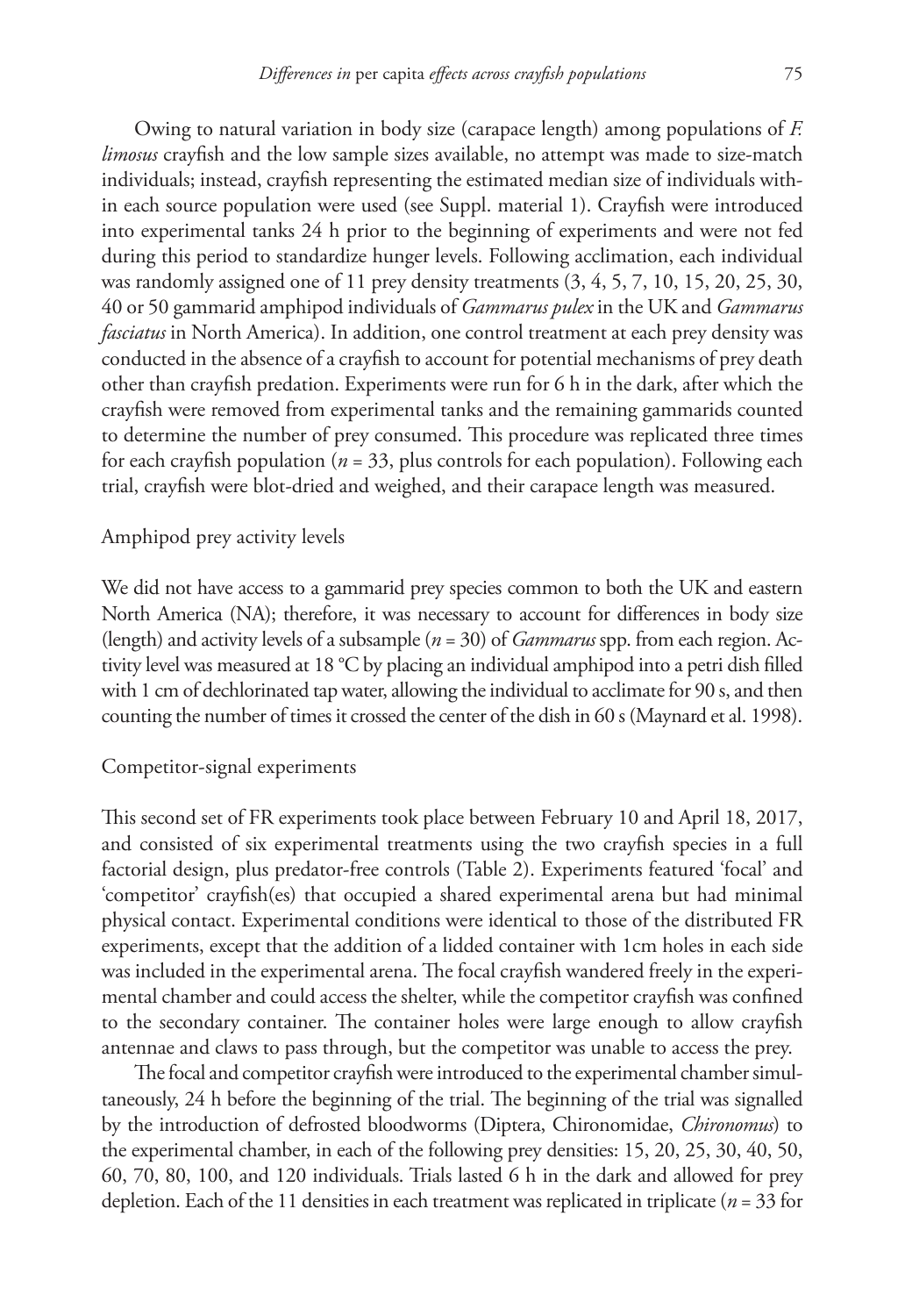Owing to natural variation in body size (carapace length) among populations of *F. limosus* crayfish and the low sample sizes available, no attempt was made to size-match individuals; instead, crayfish representing the estimated median size of individuals within each source population were used (see Suppl. material 1). Crayfish were introduced into experimental tanks 24 h prior to the beginning of experiments and were not fed during this period to standardize hunger levels. Following acclimation, each individual was randomly assigned one of 11 prey density treatments (3, 4, 5, 7, 10, 15, 20, 25, 30, 40 or 50 gammarid amphipod individuals of *Gammarus pulex* in the UK and *Gammarus fasciatus* in North America). In addition, one control treatment at each prey density was conducted in the absence of a crayfish to account for potential mechanisms of prey death other than crayfish predation. Experiments were run for 6 h in the dark, after which the crayfish were removed from experimental tanks and the remaining gammarids counted to determine the number of prey consumed. This procedure was replicated three times for each crayfish population ($n = 33$, plus controls for each population). Following each trial, crayfish were blot-dried and weighed, and their carapace length was measured.

### Amphipod prey activity levels

We did not have access to a gammarid prey species common to both the UK and eastern North America (NA); therefore, it was necessary to account for differences in body size (length) and activity levels of a subsample ($n = 30$) of *Gammarus* spp. from each region. Activity level was measured at 18 °C by placing an individual amphipod into a petri dish filled with 1 cm of dechlorinated tap water, allowing the individual to acclimate for 90 s, and then counting the number of times it crossed the center of the dish in 60 s (Maynard et al. 1998).

### Competitor-signal experiments

This second set of FR experiments took place between February 10 and April 18, 2017, and consisted of six experimental treatments using the two crayfish species in a full factorial design, plus predator-free controls (Table 2). Experiments featured 'focal' and 'competitor' crayfish(es) that occupied a shared experimental arena but had minimal physical contact. Experimental conditions were identical to those of the distributed FR experiments, except that the addition of a lidded container with 1cm holes in each side was included in the experimental arena. The focal crayfish wandered freely in the experimental chamber and could access the shelter, while the competitor crayfish was confined to the secondary container. The container holes were large enough to allow crayfish antennae and claws to pass through, but the competitor was unable to access the prey.

The focal and competitor crayfish were introduced to the experimental chamber simultaneously, 24 h before the beginning of the trial. The beginning of the trial was signalled by the introduction of defrosted bloodworms (Diptera, Chironomidae, *Chironomus*) to the experimental chamber, in each of the following prey densities: 15, 20, 25, 30, 40, 50, 60, 70, 80, 100, and 120 individuals. Trials lasted 6 h in the dark and allowed for prey depletion. Each of the 11 densities in each treatment was replicated in triplicate ($n = 33$ for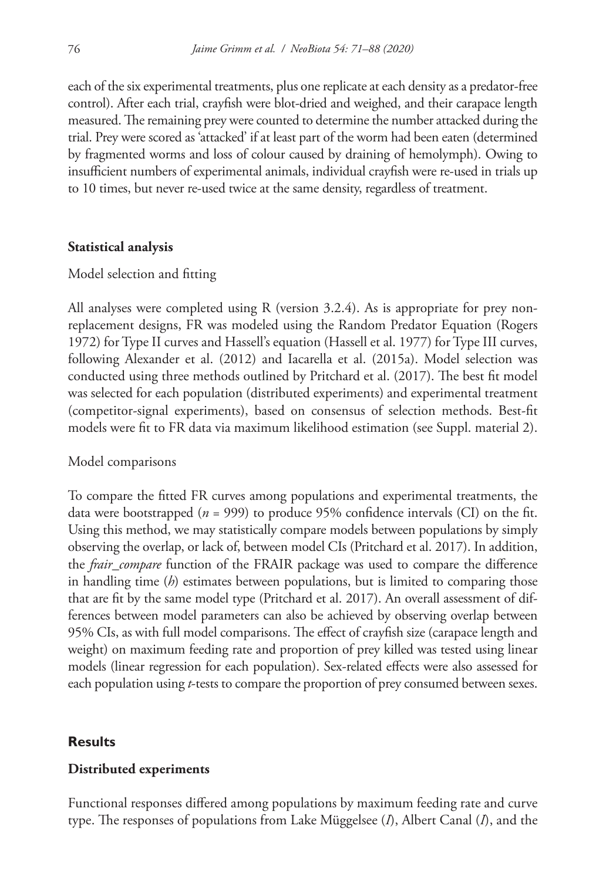each of the six experimental treatments, plus one replicate at each density as a predator-free control). After each trial, crayfish were blot-dried and weighed, and their carapace length measured. The remaining prey were counted to determine the number attacked during the trial. Prey were scored as 'attacked' if at least part of the worm had been eaten (determined by fragmented worms and loss of colour caused by draining of hemolymph). Owing to insufficient numbers of experimental animals, individual crayfish were re-used in trials up to 10 times, but never re-used twice at the same density, regardless of treatment.

## Statistical analysis

### Model selection and fitting

All analyses were completed using R (version 3.2.4). As is appropriate for prey non-replacement designs, FR was modeled using the Random Predator Equation (Rogers 1972) for Type II curves and Hassell's equation (Hassell et al. 1977) for Type III curves, following Alexander et al. (2012) and Iacarella et al. (2015a). Model selection was conducted using three methods outlined by Pritchard et al. (2017). The best fit model was selected for each population (distributed experiments) and experimental treatment (competitor-signal experiments), based on consensus of selection methods. Best-fit models were fit to FR data via maximum likelihood estimation (see Suppl. material 2).

### Model comparisons

To compare the fitted FR curves among populations and experimental treatments, the data were bootstrapped ($n$ = 999) to produce 95% confidence intervals (CI) on the fit. Using this method, we may statistically compare models between populations by simply observing the overlap, or lack of, between model CIs (Pritchard et al. 2017). In addition, the *frair_compare* function of the FRAIR package was used to compare the difference in handling time ($h$) estimates between populations, but is limited to comparing those that are fit by the same model type (Pritchard et al. 2017). An overall assessment of differences between model parameters can also be achieved by observing overlap between 95% CIs, as with full model comparisons. The effect of crayfish size (carapace length and weight) on maximum feeding rate and proportion of prey killed was tested using linear models (linear regression for each population). Sex-related effects were also assessed for each population using $t$-tests to compare the proportion of prey consumed between sexes.

# Results

## Distributed experiments

Functional responses differed among populations by maximum feeding rate and curve type. The responses of populations from Lake Müggelsee (*I*), Albert Canal (*I*), and the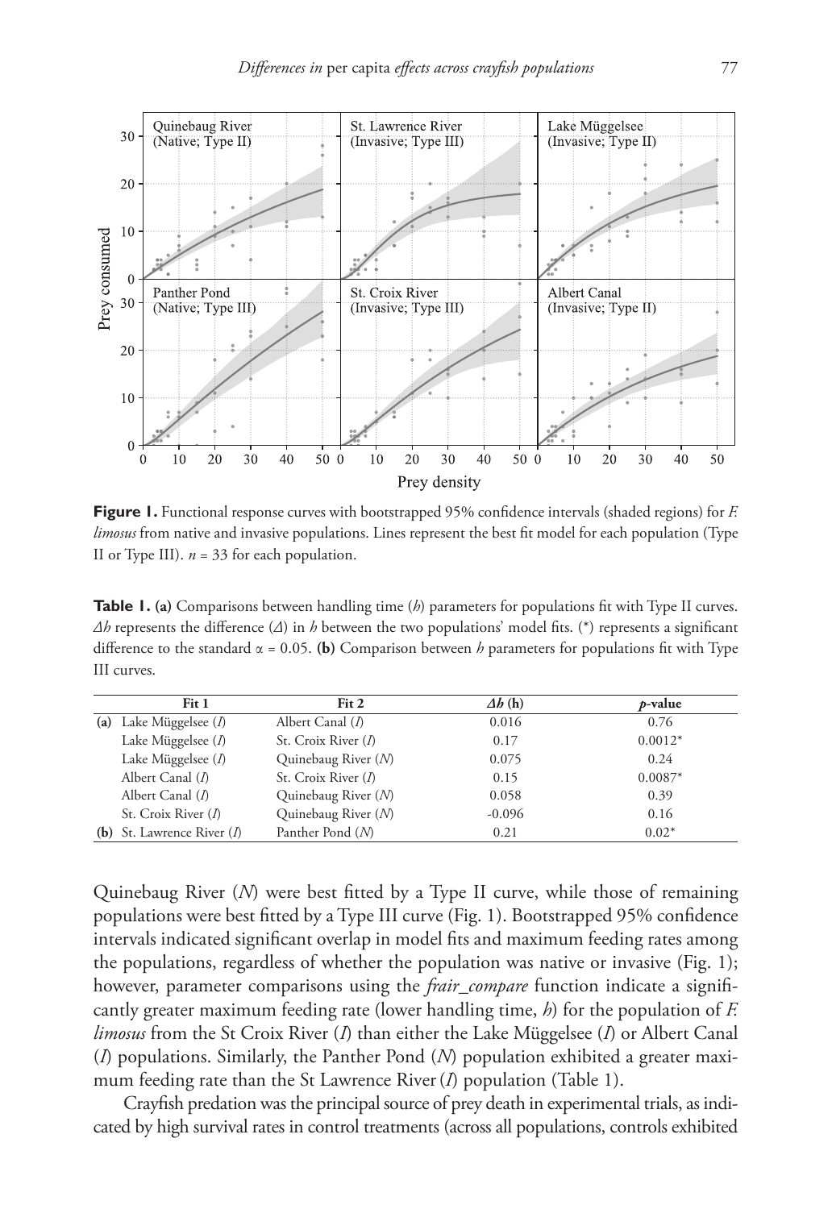**Figure 1.** Functional response curves with bootstrapped 95% confidence intervals (shaded regions) for *F. limosus* from native and invasive populations. Lines represent the best fit model for each population (Type II or Type III). *n* = 33 for each population.

**Table 1. (a)** Comparisons between handling time (*h*) parameters for populations fit with Type II curves. *Δh* represents the difference (*Δ*) in *h* between the two populations' model fits. (*) represents a significant difference to the standard α = 0.05. **(b)** Comparison between *h* parameters for populations fit with Type III curves.

| | Fit 1 | Fit 2 | *Δh* (h) | *p*-value |
|---|---|---|---|---|
| **(a)** | Lake Müggelsee (*I*) | Albert Canal (*I*) | 0.016 | 0.76 |
| | Lake Müggelsee (*I*) | St. Croix River (*I*) | 0.17 | 0.0012* |
| | Lake Müggelsee (*I*) | Quinebaug River (*N*) | 0.075 | 0.24 |
| | Albert Canal (*I*) | St. Croix River (*I*) | 0.15 | 0.0087* |
| | Albert Canal (*I*) | Quinebaug River (*N*) | 0.058 | 0.39 |
| | St. Croix River (*I*) | Quinebaug River (*N*) | -0.096 | 0.16 |
| **(b)** | St. Lawrence River (*I*) | Panther Pond (*N*) | 0.21 | 0.02* |

Quinebaug River (*N*) were best fitted by a Type II curve, while those of remaining populations were best fitted by a Type III curve (Fig. 1). Bootstrapped 95% confidence intervals indicated significant overlap in model fits and maximum feeding rates among the populations, regardless of whether the population was native or invasive (Fig. 1); however, parameter comparisons using the *frair_compare* function indicate a significantly greater maximum feeding rate (lower handling time, *h*) for the population of *F. limosus* from the St Croix River (*I*) than either the Lake Müggelsee (*I*) or Albert Canal (*I*) populations. Similarly, the Panther Pond (*N*) population exhibited a greater maximum feeding rate than the St Lawrence River (*I*) population (Table 1).

Crayfish predation was the principal source of prey death in experimental trials, as indicated by high survival rates in control treatments (across all populations, controls exhibited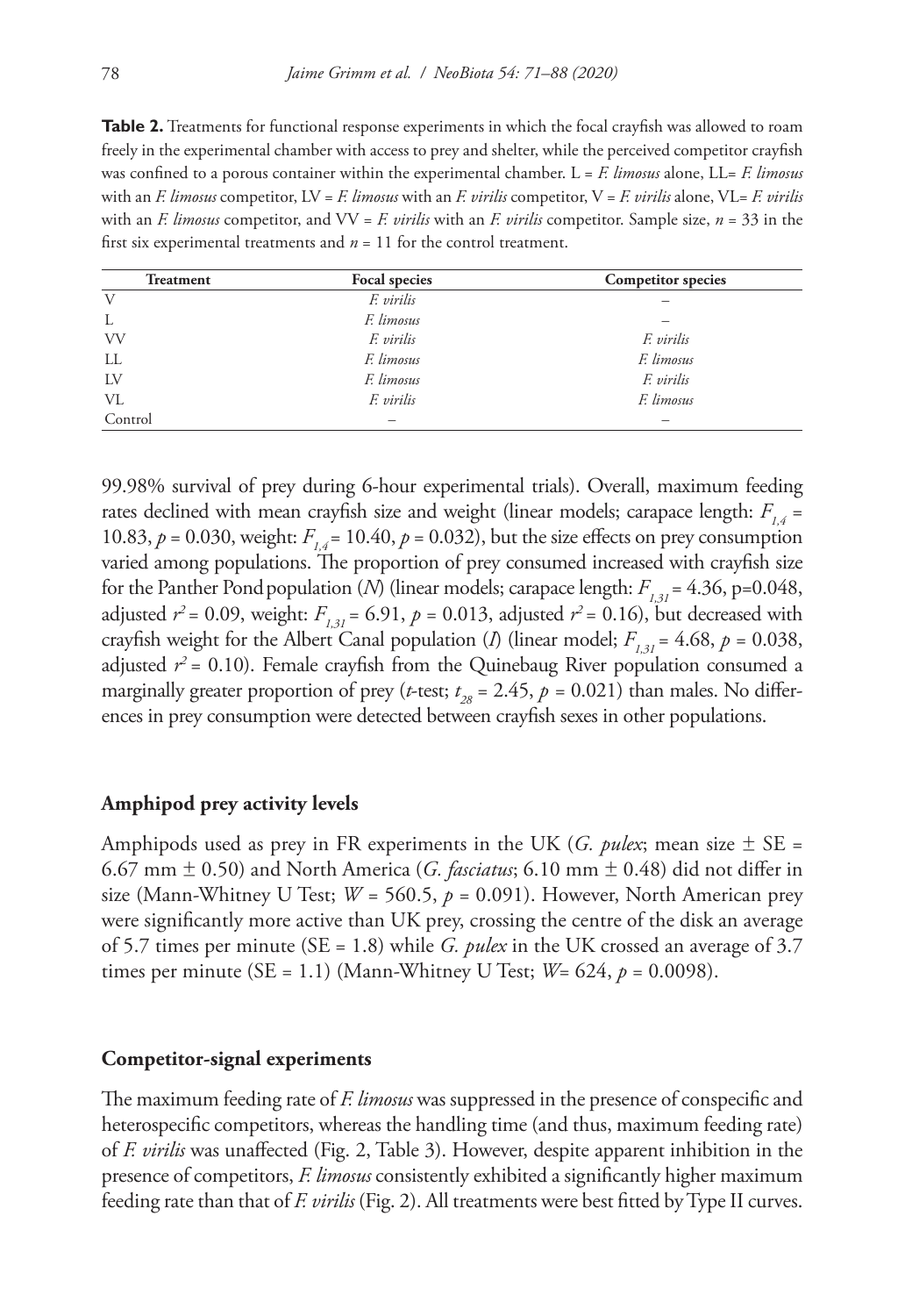**Table 2.** Treatments for functional response experiments in which the focal crayfish was allowed to roam freely in the experimental chamber with access to prey and shelter, while the perceived competitor crayfish was confined to a porous container within the experimental chamber. L = *F. limosus* alone, LL= *F. limosus* with an *F. limosus* competitor, LV = *F. limosus* with an *F. virilis* competitor, V = *F. virilis* alone, VL= *F. virilis* with an *F. limosus* competitor, and VV = *F. virilis* with an *F. virilis* competitor. Sample size, *n* = 33 in the first six experimental treatments and *n* = 11 for the control treatment.

| Treatment | Focal species | Competitor species |
|---|---|---|
| V | *F. virilis* | – |
| L | *F. limosus* | – |
| VV | *F. virilis* | *F. virilis* |
| LL | *F. limosus* | *F. limosus* |
| LV | *F. limosus* | *F. virilis* |
| VL | *F. virilis* | *F. limosus* |
| Control | – | – |

99.98% survival of prey during 6-hour experimental trials). Overall, maximum feeding rates declined with mean crayfish size and weight (linear models; carapace length: $F_{1,4}$ = 10.83, $p$ = 0.030, weight: $F_{1,4}$ = 10.40, $p$ = 0.032), but the size effects on prey consumption varied among populations. The proportion of prey consumed increased with crayfish size for the Panther Pond population (*N*) (linear models; carapace length: $F_{1,31}$ = 4.36, p=0.048, adjusted $r^2$ = 0.09, weight: $F_{1,31}$ = 6.91, $p$ = 0.013, adjusted $r^2$ = 0.16), but decreased with crayfish weight for the Albert Canal population (*I*) (linear model; $F_{1,31}$ = 4.68, $p$ = 0.038, adjusted $r^2$ = 0.10). Female crayfish from the Quinebaug River population consumed a marginally greater proportion of prey (*t*-test; $t_{28}$ = 2.45, $p$ = 0.021) than males. No differences in prey consumption were detected between crayfish sexes in other populations.

## Amphipod prey activity levels

Amphipods used as prey in FR experiments in the UK (*G. pulex*; mean size ± SE = 6.67 mm ± 0.50) and North America (*G. fasciatus*; 6.10 mm ± 0.48) did not differ in size (Mann-Whitney U Test; $W$ = 560.5, $p$ = 0.091). However, North American prey were significantly more active than UK prey, crossing the centre of the disk an average of 5.7 times per minute (SE = 1.8) while *G. pulex* in the UK crossed an average of 3.7 times per minute (SE = 1.1) (Mann-Whitney U Test; $W$= 624, $p$ = 0.0098).

## Competitor-signal experiments

The maximum feeding rate of *F. limosus* was suppressed in the presence of conspecific and heterospecific competitors, whereas the handling time (and thus, maximum feeding rate) of *F. virilis* was unaffected (Fig. 2, Table 3). However, despite apparent inhibition in the presence of competitors, *F. limosus* consistently exhibited a significantly higher maximum feeding rate than that of *F. virilis* (Fig. 2). All treatments were best fitted by Type II curves.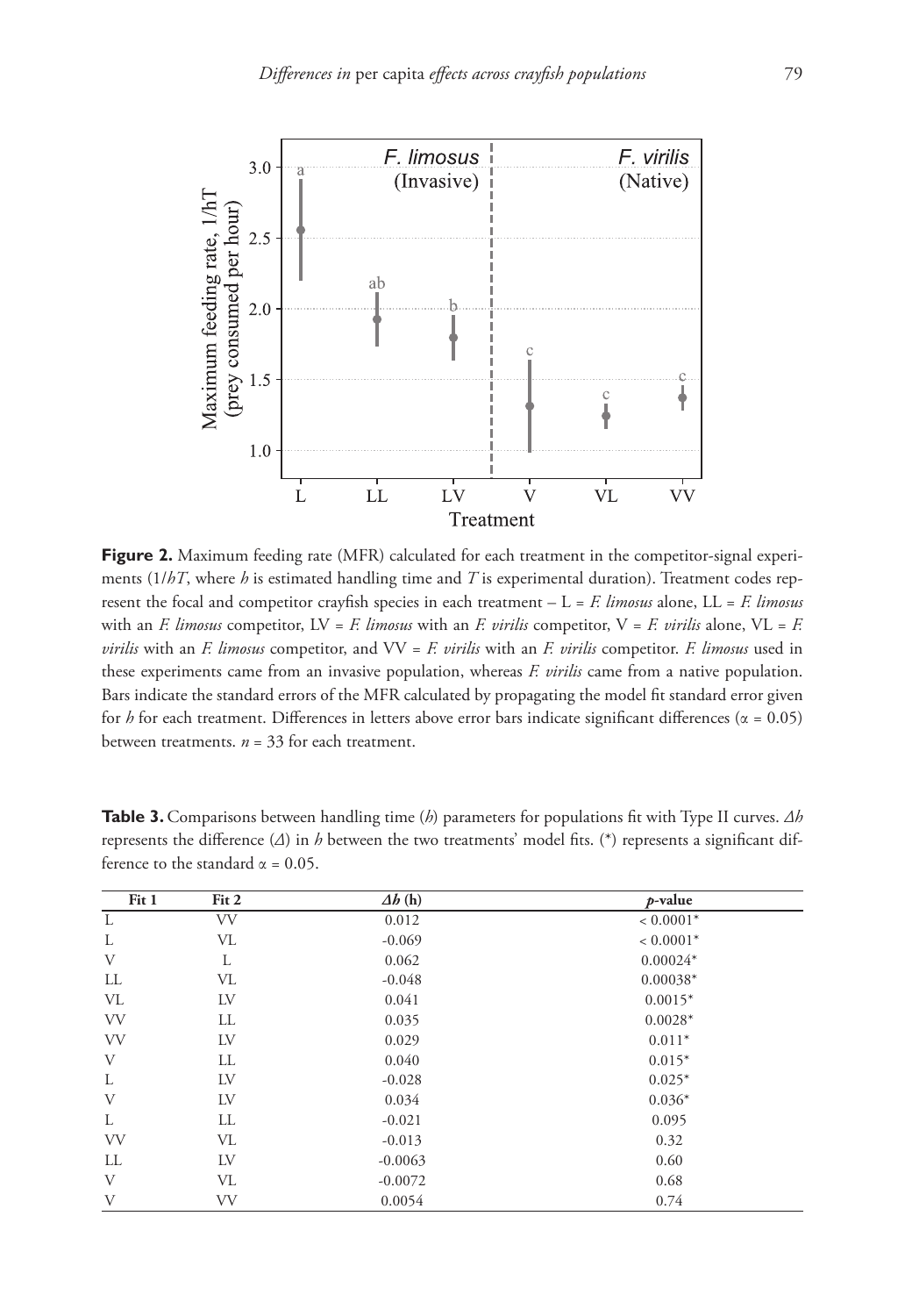**Figure 2.** Maximum feeding rate (MFR) calculated for each treatment in the competitor-signal experiments ($1/hT$, where $h$ is estimated handling time and $T$ is experimental duration). Treatment codes represent the focal and competitor crayfish species in each treatment – L = *F. limosus* alone, LL = *F. limosus* with an *F. limosus* competitor, LV = *F. limosus* with an *F. virilis* competitor, V = *F. virilis* alone, VL = *F. virilis* with an *F. limosus* competitor, and VV = *F. virilis* with an *F. virilis* competitor. *F. limosus* used in these experiments came from an invasive population, whereas *F. virilis* came from a native population. Bars indicate the standard errors of the MFR calculated by propagating the model fit standard error given for $h$ for each treatment. Differences in letters above error bars indicate significant differences ($\alpha = 0.05$) between treatments. $n = 33$ for each treatment.

**Table 3.** Comparisons between handling time ($h$) parameters for populations fit with Type II curves. $\Delta h$ represents the difference ($\Delta$) in $h$ between the two treatments' model fits. (*) represents a significant difference to the standard $\alpha = 0.05$.

| Fit 1 | Fit 2 | $\Delta h$ (h) | *p*-value |
|---|---|---|---|
| L | VV | 0.012 | < 0.0001* |
| L | VL | -0.069 | < 0.0001* |
| V | L | 0.062 | 0.00024* |
| LL | VL | -0.048 | 0.00038* |
| VL | LV | 0.041 | 0.0015* |
| VV | LL | 0.035 | 0.0028* |
| VV | LV | 0.029 | 0.011* |
| V | LL | 0.040 | 0.015* |
| L | LV | -0.028 | 0.025* |
| V | LV | 0.034 | 0.036* |
| L | LL | -0.021 | 0.095 |
| VV | VL | -0.013 | 0.32 |
| LL | LV | -0.0063 | 0.60 |
| V | VL | -0.0072 | 0.68 |
| V | VV | 0.0054 | 0.74 |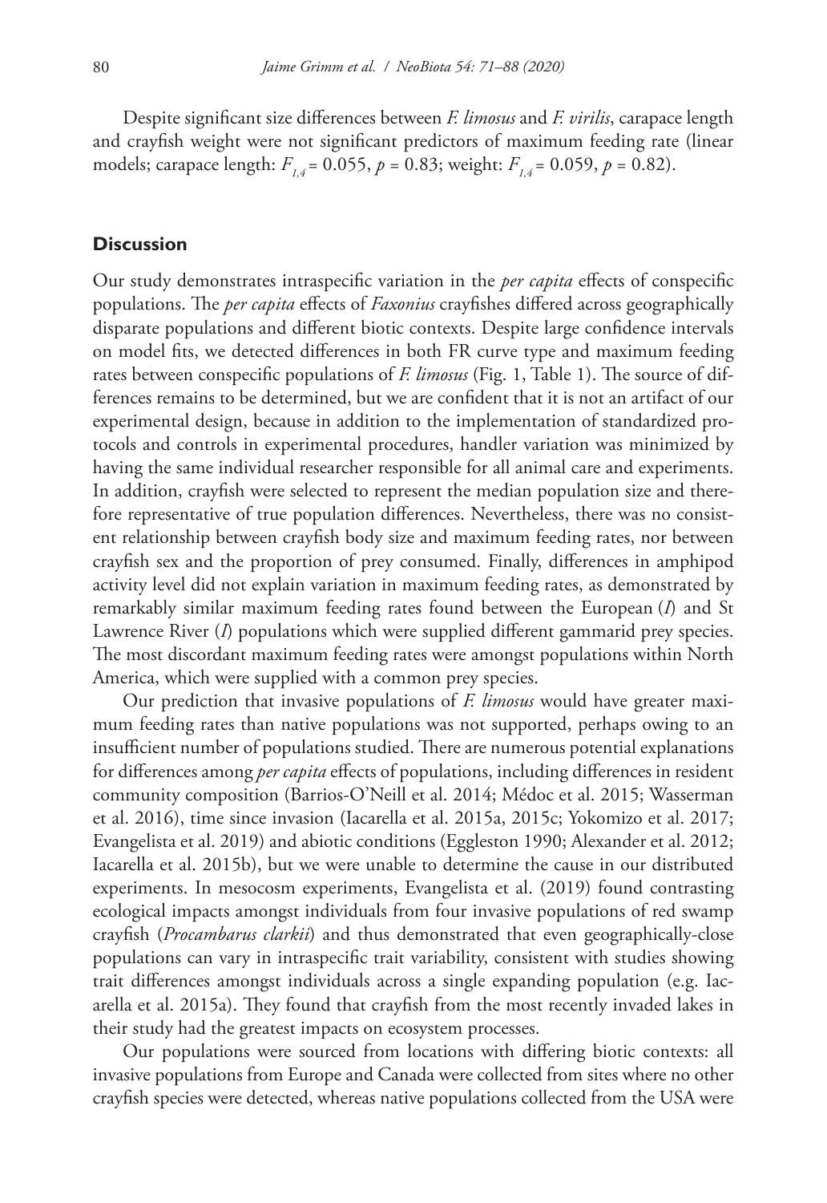Despite significant size differences between *F. limosus* and *F. virilis*, carapace length and crayfish weight were not significant predictors of maximum feeding rate (linear models; carapace length: $F_{1,4} = 0.055$, $p = 0.83$; weight: $F_{1,4} = 0.059$, $p = 0.82$).

## Discussion

Our study demonstrates intraspecific variation in the *per capita* effects of conspecific populations. The *per capita* effects of *Faxonius* crayfishes differed across geographically disparate populations and different biotic contexts. Despite large confidence intervals on model fits, we detected differences in both FR curve type and maximum feeding rates between conspecific populations of *F. limosus* (Fig. 1, Table 1). The source of differences remains to be determined, but we are confident that it is not an artifact of our experimental design, because in addition to the implementation of standardized protocols and controls in experimental procedures, handler variation was minimized by having the same individual researcher responsible for all animal care and experiments. In addition, crayfish were selected to represent the median population size and therefore representative of true population differences. Nevertheless, there was no consistent relationship between crayfish body size and maximum feeding rates, nor between crayfish sex and the proportion of prey consumed. Finally, differences in amphipod activity level did not explain variation in maximum feeding rates, as demonstrated by remarkably similar maximum feeding rates found between the European (*I*) and St Lawrence River (*I*) populations which were supplied different gammarid prey species. The most discordant maximum feeding rates were amongst populations within North America, which were supplied with a common prey species.

Our prediction that invasive populations of *F. limosus* would have greater maximum feeding rates than native populations was not supported, perhaps owing to an insufficient number of populations studied. There are numerous potential explanations for differences among *per capita* effects of populations, including differences in resident community composition (Barrios-O'Neill et al. 2014; Médoc et al. 2015; Wasserman et al. 2016), time since invasion (Iacarella et al. 2015a, 2015c; Yokomizo et al. 2017; Evangelista et al. 2019) and abiotic conditions (Eggleston 1990; Alexander et al. 2012; Iacarella et al. 2015b), but we were unable to determine the cause in our distributed experiments. In mesocosm experiments, Evangelista et al. (2019) found contrasting ecological impacts amongst individuals from four invasive populations of red swamp crayfish (*Procambarus clarkii*) and thus demonstrated that even geographically-close populations can vary in intraspecific trait variability, consistent with studies showing trait differences amongst individuals across a single expanding population (e.g. Iacarella et al. 2015a). They found that crayfish from the most recently invaded lakes in their study had the greatest impacts on ecosystem processes.

Our populations were sourced from locations with differing biotic contexts: all invasive populations from Europe and Canada were collected from sites where no other crayfish species were detected, whereas native populations collected from the USA were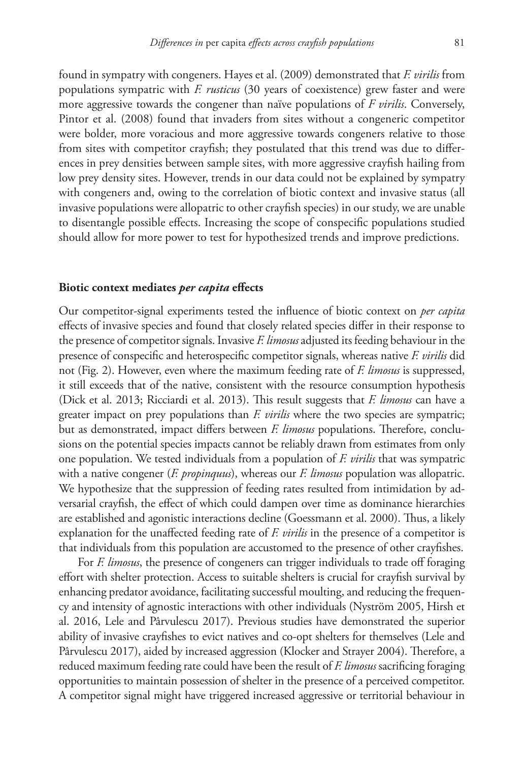found in sympatry with congeners. Hayes et al. (2009) demonstrated that *F. virilis* from populations sympatric with *F. rusticus* (30 years of coexistence) grew faster and were more aggressive towards the congener than naïve populations of *F virilis*. Conversely, Pintor et al. (2008) found that invaders from sites without a congeneric competitor were bolder, more voracious and more aggressive towards congeners relative to those from sites with competitor crayfish; they postulated that this trend was due to differences in prey densities between sample sites, with more aggressive crayfish hailing from low prey density sites. However, trends in our data could not be explained by sympatry with congeners and, owing to the correlation of biotic context and invasive status (all invasive populations were allopatric to other crayfish species) in our study, we are unable to disentangle possible effects. Increasing the scope of conspecific populations studied should allow for more power to test for hypothesized trends and improve predictions.

### Biotic context mediates *per capita* effects

Our competitor-signal experiments tested the influence of biotic context on *per capita* effects of invasive species and found that closely related species differ in their response to the presence of competitor signals. Invasive *F. limosus* adjusted its feeding behaviour in the presence of conspecific and heterospecific competitor signals, whereas native *F. virilis* did not (Fig. 2). However, even where the maximum feeding rate of *F. limosus* is suppressed, it still exceeds that of the native, consistent with the resource consumption hypothesis (Dick et al. 2013; Ricciardi et al. 2013). This result suggests that *F. limosus* can have a greater impact on prey populations than *F. virilis* where the two species are sympatric; but as demonstrated, impact differs between *F. limosus* populations. Therefore, conclusions on the potential species impacts cannot be reliably drawn from estimates from only one population. We tested individuals from a population of *F. virilis* that was sympatric with a native congener (*F. propinquus*), whereas our *F. limosus* population was allopatric. We hypothesize that the suppression of feeding rates resulted from intimidation by adversarial crayfish, the effect of which could dampen over time as dominance hierarchies are established and agonistic interactions decline (Goessmann et al. 2000). Thus, a likely explanation for the unaffected feeding rate of *F. virilis* in the presence of a competitor is that individuals from this population are accustomed to the presence of other crayfishes.

For *F. limosus*, the presence of congeners can trigger individuals to trade off foraging effort with shelter protection. Access to suitable shelters is crucial for crayfish survival by enhancing predator avoidance, facilitating successful moulting, and reducing the frequency and intensity of agnostic interactions with other individuals (Nyström 2005, Hirsh et al. 2016, Lele and Pârvulescu 2017). Previous studies have demonstrated the superior ability of invasive crayfishes to evict natives and co-opt shelters for themselves (Lele and Pârvulescu 2017), aided by increased aggression (Klocker and Strayer 2004). Therefore, a reduced maximum feeding rate could have been the result of *F. limosus* sacrificing foraging opportunities to maintain possession of shelter in the presence of a perceived competitor. A competitor signal might have triggered increased aggressive or territorial behaviour in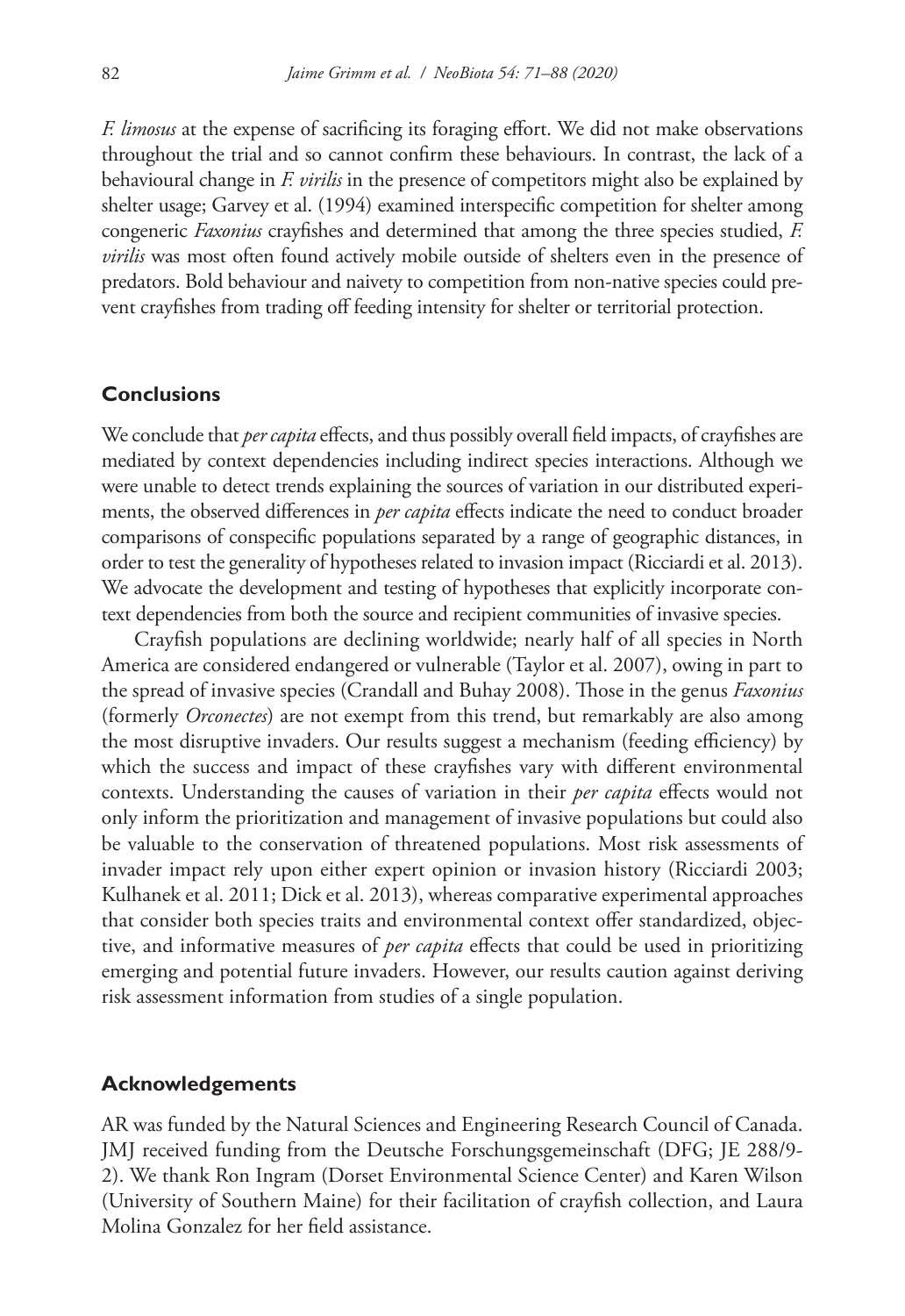*F. limosus* at the expense of sacrificing its foraging effort. We did not make observations throughout the trial and so cannot confirm these behaviours. In contrast, the lack of a behavioural change in *F. virilis* in the presence of competitors might also be explained by shelter usage; Garvey et al. (1994) examined interspecific competition for shelter among congeneric *Faxonius* crayfishes and determined that among the three species studied, *F. virilis* was most often found actively mobile outside of shelters even in the presence of predators. Bold behaviour and naivety to competition from non-native species could prevent crayfishes from trading off feeding intensity for shelter or territorial protection.

## Conclusions

We conclude that *per capita* effects, and thus possibly overall field impacts, of crayfishes are mediated by context dependencies including indirect species interactions. Although we were unable to detect trends explaining the sources of variation in our distributed experiments, the observed differences in *per capita* effects indicate the need to conduct broader comparisons of conspecific populations separated by a range of geographic distances, in order to test the generality of hypotheses related to invasion impact (Ricciardi et al. 2013). We advocate the development and testing of hypotheses that explicitly incorporate context dependencies from both the source and recipient communities of invasive species.

Crayfish populations are declining worldwide; nearly half of all species in North America are considered endangered or vulnerable (Taylor et al. 2007), owing in part to the spread of invasive species (Crandall and Buhay 2008). Those in the genus *Faxonius* (formerly *Orconectes*) are not exempt from this trend, but remarkably are also among the most disruptive invaders. Our results suggest a mechanism (feeding efficiency) by which the success and impact of these crayfishes vary with different environmental contexts. Understanding the causes of variation in their *per capita* effects would not only inform the prioritization and management of invasive populations but could also be valuable to the conservation of threatened populations. Most risk assessments of invader impact rely upon either expert opinion or invasion history (Ricciardi 2003; Kulhanek et al. 2011; Dick et al. 2013), whereas comparative experimental approaches that consider both species traits and environmental context offer standardized, objective, and informative measures of *per capita* effects that could be used in prioritizing emerging and potential future invaders. However, our results caution against deriving risk assessment information from studies of a single population.

## Acknowledgements

AR was funded by the Natural Sciences and Engineering Research Council of Canada. JMJ received funding from the Deutsche Forschungsgemeinschaft (DFG; JE 288/9-2). We thank Ron Ingram (Dorset Environmental Science Center) and Karen Wilson (University of Southern Maine) for their facilitation of crayfish collection, and Laura Molina Gonzalez for her field assistance.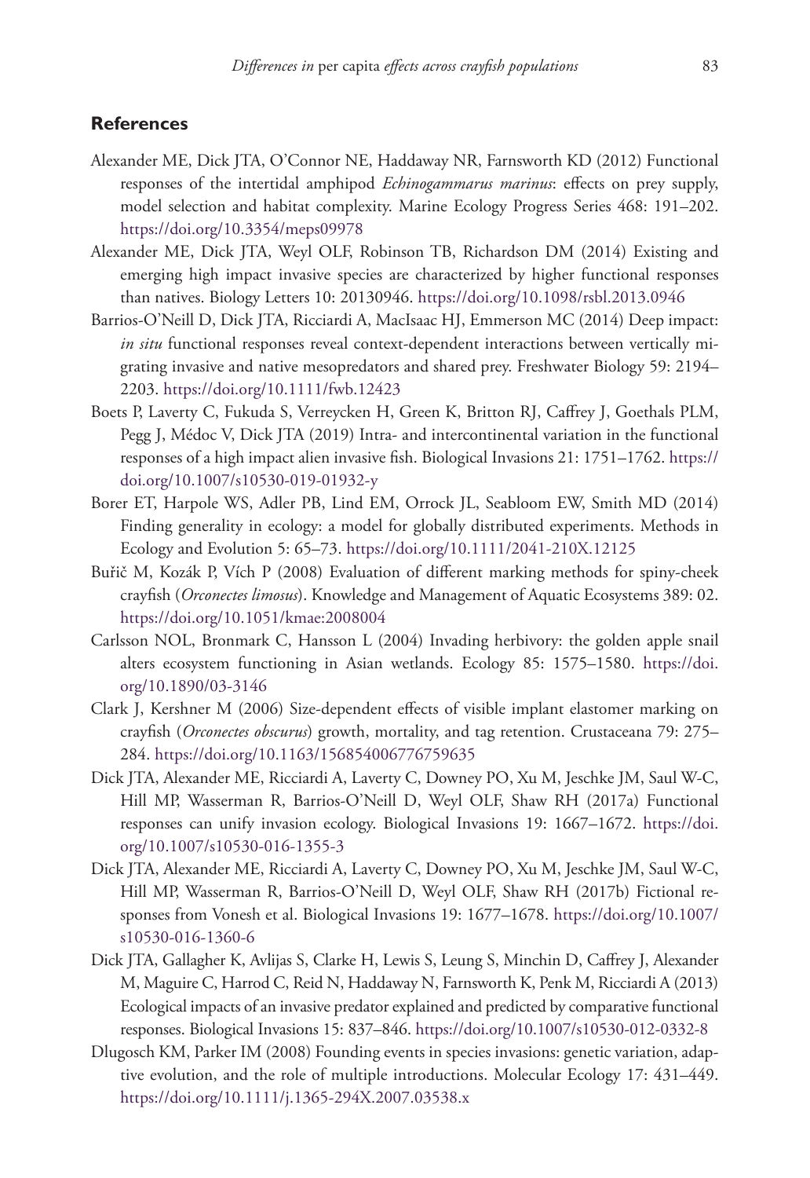## References

Alexander ME, Dick JTA, O'Connor NE, Haddaway NR, Farnsworth KD (2012) Functional responses of the intertidal amphipod *Echinogammarus marinus*: effects on prey supply, model selection and habitat complexity. Marine Ecology Progress Series 468: 191–202. https://doi.org/10.3354/meps09978

Alexander ME, Dick JTA, Weyl OLF, Robinson TB, Richardson DM (2014) Existing and emerging high impact invasive species are characterized by higher functional responses than natives. Biology Letters 10: 20130946. https://doi.org/10.1098/rsbl.2013.0946

Barrios-O'Neill D, Dick JTA, Ricciardi A, MacIsaac HJ, Emmerson MC (2014) Deep impact: *in situ* functional responses reveal context-dependent interactions between vertically migrating invasive and native mesopredators and shared prey. Freshwater Biology 59: 2194–2203. https://doi.org/10.1111/fwb.12423

Boets P, Laverty C, Fukuda S, Verreycken H, Green K, Britton RJ, Caffrey J, Goethals PLM, Pegg J, Médoc V, Dick JTA (2019) Intra- and intercontinental variation in the functional responses of a high impact alien invasive fish. Biological Invasions 21: 1751–1762. https://doi.org/10.1007/s10530-019-01932-y

Borer ET, Harpole WS, Adler PB, Lind EM, Orrock JL, Seabloom EW, Smith MD (2014) Finding generality in ecology: a model for globally distributed experiments. Methods in Ecology and Evolution 5: 65–73. https://doi.org/10.1111/2041-210X.12125

Buřič M, Kozák P, Vích P (2008) Evaluation of different marking methods for spiny-cheek crayfish (*Orconectes limosus*). Knowledge and Management of Aquatic Ecosystems 389: 02. https://doi.org/10.1051/kmae:2008004

Carlsson NOL, Bronmark C, Hansson L (2004) Invading herbivory: the golden apple snail alters ecosystem functioning in Asian wetlands. Ecology 85: 1575–1580. https://doi.org/10.1890/03-3146

Clark J, Kershner M (2006) Size-dependent effects of visible implant elastomer marking on crayfish (*Orconectes obscurus*) growth, mortality, and tag retention. Crustaceana 79: 275–284. https://doi.org/10.1163/156854006776759635

Dick JTA, Alexander ME, Ricciardi A, Laverty C, Downey PO, Xu M, Jeschke JM, Saul W-C, Hill MP, Wasserman R, Barrios-O'Neill D, Weyl OLF, Shaw RH (2017a) Functional responses can unify invasion ecology. Biological Invasions 19: 1667–1672. https://doi.org/10.1007/s10530-016-1355-3

Dick JTA, Alexander ME, Ricciardi A, Laverty C, Downey PO, Xu M, Jeschke JM, Saul W-C, Hill MP, Wasserman R, Barrios-O'Neill D, Weyl OLF, Shaw RH (2017b) Fictional responses from Vonesh et al. Biological Invasions 19: 1677–1678. https://doi.org/10.1007/s10530-016-1360-6

Dick JTA, Gallagher K, Avlijas S, Clarke H, Lewis S, Leung S, Minchin D, Caffrey J, Alexander M, Maguire C, Harrod C, Reid N, Haddaway N, Farnsworth K, Penk M, Ricciardi A (2013) Ecological impacts of an invasive predator explained and predicted by comparative functional responses. Biological Invasions 15: 837–846. https://doi.org/10.1007/s10530-012-0332-8

Dlugosch KM, Parker IM (2008) Founding events in species invasions: genetic variation, adaptive evolution, and the role of multiple introductions. Molecular Ecology 17: 431–449. https://doi.org/10.1111/j.1365-294X.2007.03538.x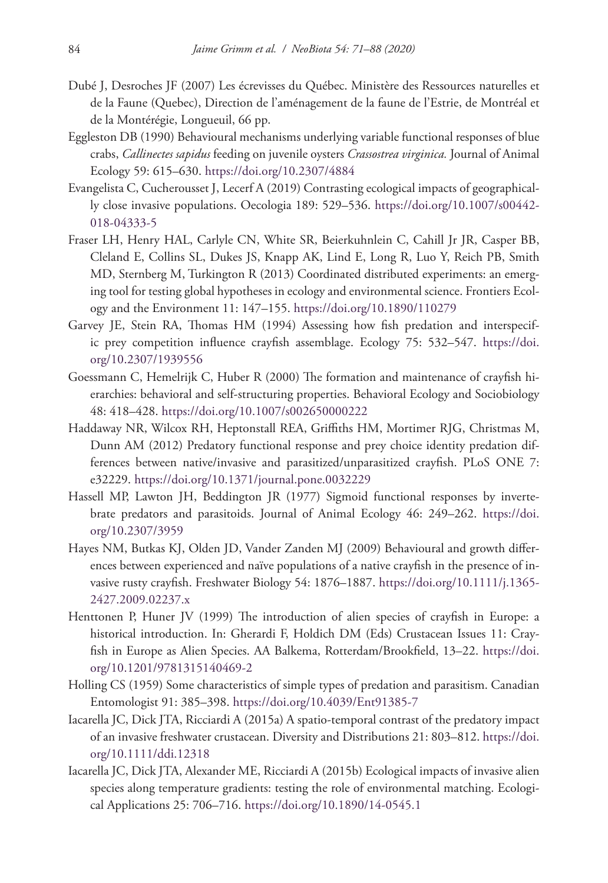Dubé J, Desroches JF (2007) Les écrevisses du Québec. Ministère des Ressources naturelles et de la Faune (Quebec), Direction de l'aménagement de la faune de l'Estrie, de Montréal et de la Montérégie, Longueuil, 66 pp.

Eggleston DB (1990) Behavioural mechanisms underlying variable functional responses of blue crabs, *Callinectes sapidus* feeding on juvenile oysters *Crassostrea virginica.* Journal of Animal Ecology 59: 615–630. https://doi.org/10.2307/4884

Evangelista C, Cucherousset J, Lecerf A (2019) Contrasting ecological impacts of geographically close invasive populations. Oecologia 189: 529–536. https://doi.org/10.1007/s00442-018-04333-5

Fraser LH, Henry HAL, Carlyle CN, White SR, Beierkuhnlein C, Cahill Jr JR, Casper BB, Cleland E, Collins SL, Dukes JS, Knapp AK, Lind E, Long R, Luo Y, Reich PB, Smith MD, Sternberg M, Turkington R (2013) Coordinated distributed experiments: an emerging tool for testing global hypotheses in ecology and environmental science. Frontiers Ecology and the Environment 11: 147–155. https://doi.org/10.1890/110279

Garvey JE, Stein RA, Thomas HM (1994) Assessing how fish predation and interspecific prey competition influence crayfish assemblage. Ecology 75: 532–547. https://doi.org/10.2307/1939556

Goessmann C, Hemelrijk C, Huber R (2000) The formation and maintenance of crayfish hierarchies: behavioral and self-structuring properties. Behavioral Ecology and Sociobiology 48: 418–428. https://doi.org/10.1007/s002650000222

Haddaway NR, Wilcox RH, Heptonstall REA, Griffiths HM, Mortimer RJG, Christmas M, Dunn AM (2012) Predatory functional response and prey choice identity predation differences between native/invasive and parasitized/unparasitized crayfish. PLoS ONE 7: e32229. https://doi.org/10.1371/journal.pone.0032229

Hassell MP, Lawton JH, Beddington JR (1977) Sigmoid functional responses by invertebrate predators and parasitoids. Journal of Animal Ecology 46: 249–262. https://doi.org/10.2307/3959

Hayes NM, Butkas KJ, Olden JD, Vander Zanden MJ (2009) Behavioural and growth differences between experienced and naïve populations of a native crayfish in the presence of invasive rusty crayfish. Freshwater Biology 54: 1876–1887. https://doi.org/10.1111/j.1365-2427.2009.02237.x

Henttonen P, Huner JV (1999) The introduction of alien species of crayfish in Europe: a historical introduction. In: Gherardi F, Holdich DM (Eds) Crustacean Issues 11: Crayfish in Europe as Alien Species. AA Balkema, Rotterdam/Brookfield, 13–22. https://doi.org/10.1201/9781315140469-2

Holling CS (1959) Some characteristics of simple types of predation and parasitism. Canadian Entomologist 91: 385–398. https://doi.org/10.4039/Ent91385-7

Iacarella JC, Dick JTA, Ricciardi A (2015a) A spatio-temporal contrast of the predatory impact of an invasive freshwater crustacean. Diversity and Distributions 21: 803–812. https://doi.org/10.1111/ddi.12318

Iacarella JC, Dick JTA, Alexander ME, Ricciardi A (2015b) Ecological impacts of invasive alien species along temperature gradients: testing the role of environmental matching. Ecological Applications 25: 706–716. https://doi.org/10.1890/14-0545.1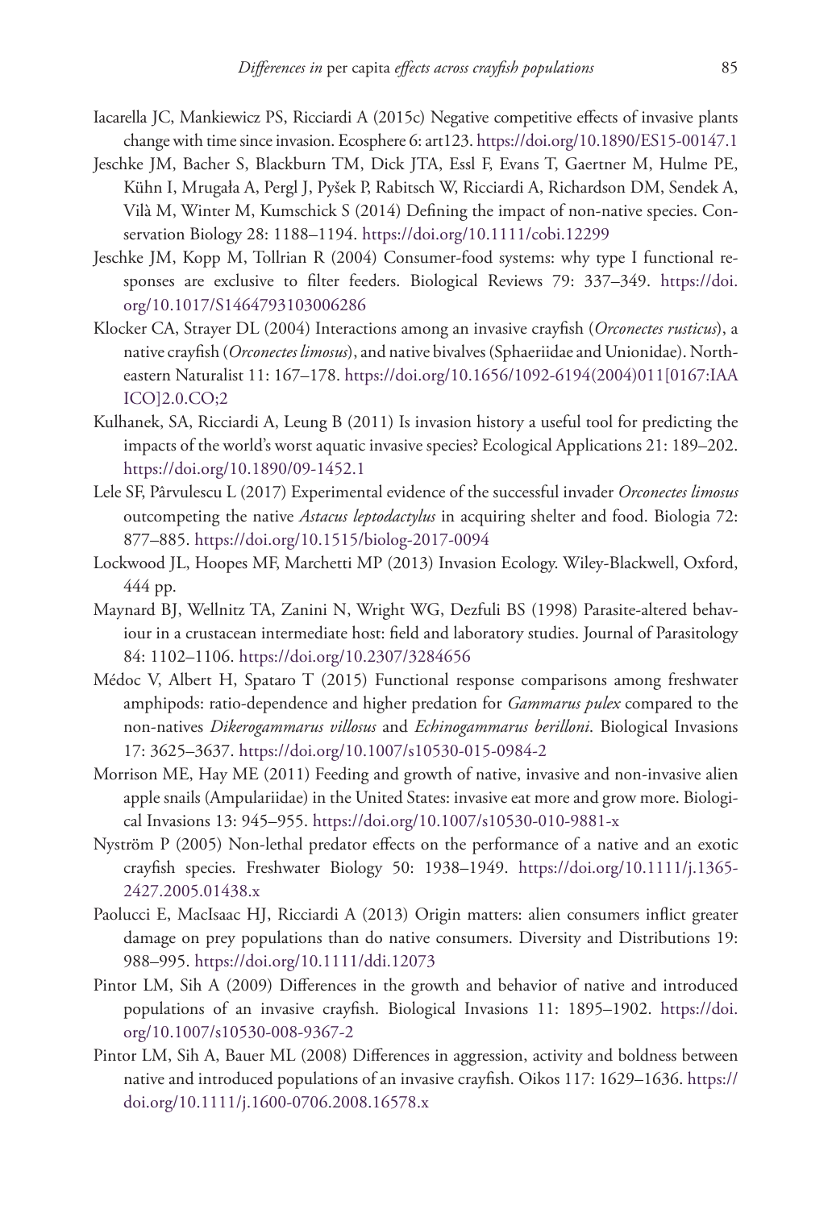Iacarella JC, Mankiewicz PS, Ricciardi A (2015c) Negative competitive effects of invasive plants change with time since invasion. Ecosphere 6: art123. https://doi.org/10.1890/ES15-00147.1

Jeschke JM, Bacher S, Blackburn TM, Dick JTA, Essl F, Evans T, Gaertner M, Hulme PE, Kühn I, Mrugała A, Pergl J, Pyšek P, Rabitsch W, Ricciardi A, Richardson DM, Sendek A, Vilà M, Winter M, Kumschick S (2014) Defining the impact of non-native species. Conservation Biology 28: 1188–1194. https://doi.org/10.1111/cobi.12299

Jeschke JM, Kopp M, Tollrian R (2004) Consumer-food systems: why type I functional responses are exclusive to filter feeders. Biological Reviews 79: 337–349. https://doi.org/10.1017/S1464793103006286

Klocker CA, Strayer DL (2004) Interactions among an invasive crayfish (*Orconectes rusticus*), a native crayfish (*Orconectes limosus*), and native bivalves (Sphaeriidae and Unionidae). Northeastern Naturalist 11: 167–178. https://doi.org/10.1656/1092-6194(2004)011[0167:IAAICO]2.0.CO;2

Kulhanek, SA, Ricciardi A, Leung B (2011) Is invasion history a useful tool for predicting the impacts of the world's worst aquatic invasive species? Ecological Applications 21: 189–202. https://doi.org/10.1890/09-1452.1

Lele SF, Pârvulescu L (2017) Experimental evidence of the successful invader *Orconectes limosus* outcompeting the native *Astacus leptodactylus* in acquiring shelter and food. Biologia 72: 877–885. https://doi.org/10.1515/biolog-2017-0094

Lockwood JL, Hoopes MF, Marchetti MP (2013) Invasion Ecology. Wiley-Blackwell, Oxford, 444 pp.

Maynard BJ, Wellnitz TA, Zanini N, Wright WG, Dezfuli BS (1998) Parasite-altered behaviour in a crustacean intermediate host: field and laboratory studies. Journal of Parasitology 84: 1102–1106. https://doi.org/10.2307/3284656

Médoc V, Albert H, Spataro T (2015) Functional response comparisons among freshwater amphipods: ratio-dependence and higher predation for *Gammarus pulex* compared to the non-natives *Dikerogammarus villosus* and *Echinogammarus berilloni*. Biological Invasions 17: 3625–3637. https://doi.org/10.1007/s10530-015-0984-2

Morrison ME, Hay ME (2011) Feeding and growth of native, invasive and non-invasive alien apple snails (Ampulariidae) in the United States: invasive eat more and grow more. Biological Invasions 13: 945–955. https://doi.org/10.1007/s10530-010-9881-x

Nyström P (2005) Non-lethal predator effects on the performance of a native and an exotic crayfish species. Freshwater Biology 50: 1938–1949. https://doi.org/10.1111/j.1365-2427.2005.01438.x

Paolucci E, MacIsaac HJ, Ricciardi A (2013) Origin matters: alien consumers inflict greater damage on prey populations than do native consumers. Diversity and Distributions 19: 988–995. https://doi.org/10.1111/ddi.12073

Pintor LM, Sih A (2009) Differences in the growth and behavior of native and introduced populations of an invasive crayfish. Biological Invasions 11: 1895–1902. https://doi.org/10.1007/s10530-008-9367-2

Pintor LM, Sih A, Bauer ML (2008) Differences in aggression, activity and boldness between native and introduced populations of an invasive crayfish. Oikos 117: 1629–1636. https://doi.org/10.1111/j.1600-0706.2008.16578.x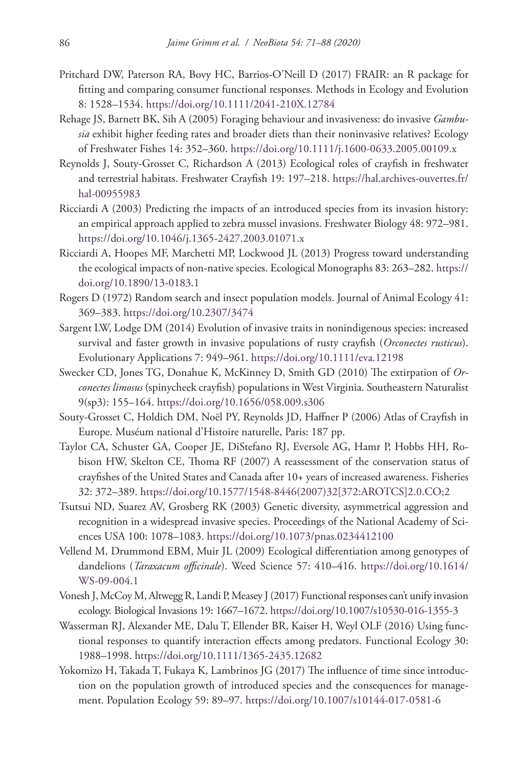Pritchard DW, Paterson RA, Bovy HC, Barrios-O'Neill D (2017) FRAIR: an R package for fitting and comparing consumer functional responses. Methods in Ecology and Evolution 8: 1528–1534. https://doi.org/10.1111/2041-210X.12784

Rehage JS, Barnett BK, Sih A (2005) Foraging behaviour and invasiveness: do invasive *Gambusia* exhibit higher feeding rates and broader diets than their noninvasive relatives? Ecology of Freshwater Fishes 14: 352–360. https://doi.org/10.1111/j.1600-0633.2005.00109.x

Reynolds J, Souty-Grosset C, Richardson A (2013) Ecological roles of crayfish in freshwater and terrestrial habitats. Freshwater Crayfish 19: 197–218. https://hal.archives-ouvertes.fr/hal-00955983

Ricciardi A (2003) Predicting the impacts of an introduced species from its invasion history: an empirical approach applied to zebra mussel invasions. Freshwater Biology 48: 972–981. https://doi.org/10.1046/j.1365-2427.2003.01071.x

Ricciardi A, Hoopes MF, Marchetti MP, Lockwood JL (2013) Progress toward understanding the ecological impacts of non-native species. Ecological Monographs 83: 263–282. https://doi.org/10.1890/13-0183.1

Rogers D (1972) Random search and insect population models. Journal of Animal Ecology 41: 369–383. https://doi.org/10.2307/3474

Sargent LW, Lodge DM (2014) Evolution of invasive traits in nonindigenous species: increased survival and faster growth in invasive populations of rusty crayfish (*Orconectes rusticus*). Evolutionary Applications 7: 949–961. https://doi.org/10.1111/eva.12198

Swecker CD, Jones TG, Donahue K, McKinney D, Smith GD (2010) The extirpation of *Orconectes limosus* (spinycheek crayfish) populations in West Virginia. Southeastern Naturalist 9(sp3): 155–164. https://doi.org/10.1656/058.009.s306

Souty-Grosset C, Holdich DM, Noël PY, Reynolds JD, Haffner P (2006) Atlas of Crayfish in Europe. Muséum national d'Histoire naturelle, Paris: 187 pp.

Taylor CA, Schuster GA, Cooper JE, DiStefano RJ, Eversole AG, Hamr P, Hobbs HH, Robison HW, Skelton CE, Thoma RF (2007) A reassessment of the conservation status of crayfishes of the United States and Canada after 10+ years of increased awareness. Fisheries 32: 372–389. https://doi.org/10.1577/1548-8446(2007)32[372:AROTCS]2.0.CO;2

Tsutsui ND, Suarez AV, Grosberg RK (2003) Genetic diversity, asymmetrical aggression and recognition in a widespread invasive species. Proceedings of the National Academy of Sciences USA 100: 1078–1083. https://doi.org/10.1073/pnas.0234412100

Vellend M, Drummond EBM, Muir JL (2009) Ecological differentiation among genotypes of dandelions (*Taraxacum officinale*). Weed Science 57: 410–416. https://doi.org/10.1614/WS-09-004.1

Vonesh J, McCoy M, Altwegg R, Landi P, Measey J (2017) Functional responses can't unify invasion ecology. Biological Invasions 19: 1667–1672. https://doi.org/10.1007/s10530-016-1355-3

Wasserman RJ, Alexander ME, Dalu T, Ellender BR, Kaiser H, Weyl OLF (2016) Using functional responses to quantify interaction effects among predators. Functional Ecology 30: 1988–1998. https://doi.org/10.1111/1365-2435.12682

Yokomizo H, Takada T, Fukaya K, Lambrinos JG (2017) The influence of time since introduction on the population growth of introduced species and the consequences for management. Population Ecology 59: 89–97. https://doi.org/10.1007/s10144-017-0581-6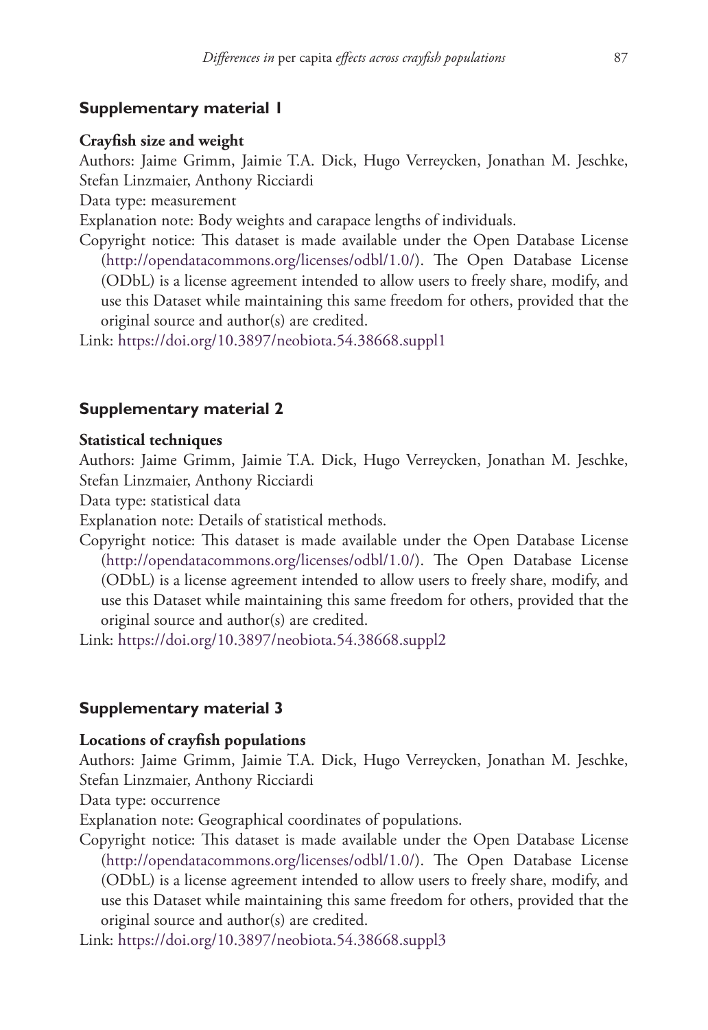## Supplementary material 1

**Crayfish size and weight**

Authors: Jaime Grimm, Jaimie T.A. Dick, Hugo Verreycken, Jonathan M. Jeschke, Stefan Linzmaier, Anthony Ricciardi

Data type: measurement

Explanation note: Body weights and carapace lengths of individuals.

Copyright notice: This dataset is made available under the Open Database License (http://opendatacommons.org/licenses/odbl/1.0/). The Open Database License (ODbL) is a license agreement intended to allow users to freely share, modify, and use this Dataset while maintaining this same freedom for others, provided that the original source and author(s) are credited.

Link: https://doi.org/10.3897/neobiota.54.38668.suppl1

## Supplementary material 2

**Statistical techniques**

Authors: Jaime Grimm, Jaimie T.A. Dick, Hugo Verreycken, Jonathan M. Jeschke, Stefan Linzmaier, Anthony Ricciardi

Data type: statistical data

Explanation note: Details of statistical methods.

Copyright notice: This dataset is made available under the Open Database License (http://opendatacommons.org/licenses/odbl/1.0/). The Open Database License (ODbL) is a license agreement intended to allow users to freely share, modify, and use this Dataset while maintaining this same freedom for others, provided that the original source and author(s) are credited.

Link: https://doi.org/10.3897/neobiota.54.38668.suppl2

## Supplementary material 3

**Locations of crayfish populations**

Authors: Jaime Grimm, Jaimie T.A. Dick, Hugo Verreycken, Jonathan M. Jeschke, Stefan Linzmaier, Anthony Ricciardi

Data type: occurrence

Explanation note: Geographical coordinates of populations.

Copyright notice: This dataset is made available under the Open Database License (http://opendatacommons.org/licenses/odbl/1.0/). The Open Database License (ODbL) is a license agreement intended to allow users to freely share, modify, and use this Dataset while maintaining this same freedom for others, provided that the original source and author(s) are credited.

Link: https://doi.org/10.3897/neobiota.54.38668.suppl3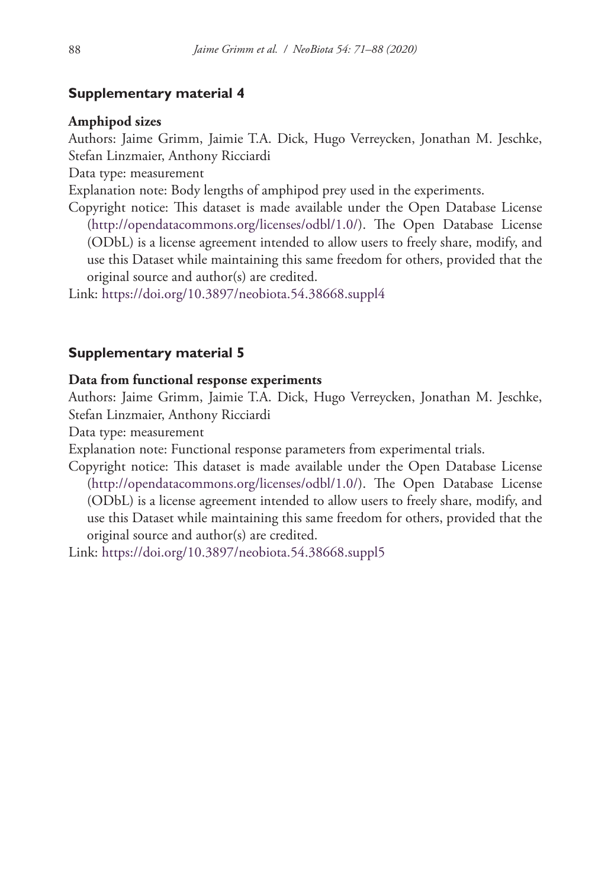## Supplementary material 4

**Amphipod sizes**

Authors: Jaime Grimm, Jaimie T.A. Dick, Hugo Verreycken, Jonathan M. Jeschke, Stefan Linzmaier, Anthony Ricciardi

Data type: measurement

Explanation note: Body lengths of amphipod prey used in the experiments.

Copyright notice: This dataset is made available under the Open Database License (http://opendatacommons.org/licenses/odbl/1.0/). The Open Database License (ODbL) is a license agreement intended to allow users to freely share, modify, and use this Dataset while maintaining this same freedom for others, provided that the original source and author(s) are credited.

Link: https://doi.org/10.3897/neobiota.54.38668.suppl4

## Supplementary material 5

**Data from functional response experiments**

Authors: Jaime Grimm, Jaimie T.A. Dick, Hugo Verreycken, Jonathan M. Jeschke, Stefan Linzmaier, Anthony Ricciardi

Data type: measurement

Explanation note: Functional response parameters from experimental trials.

Copyright notice: This dataset is made available under the Open Database License (http://opendatacommons.org/licenses/odbl/1.0/). The Open Database License (ODbL) is a license agreement intended to allow users to freely share, modify, and use this Dataset while maintaining this same freedom for others, provided that the original source and author(s) are credited.

Link: https://doi.org/10.3897/neobiota.54.38668.suppl5